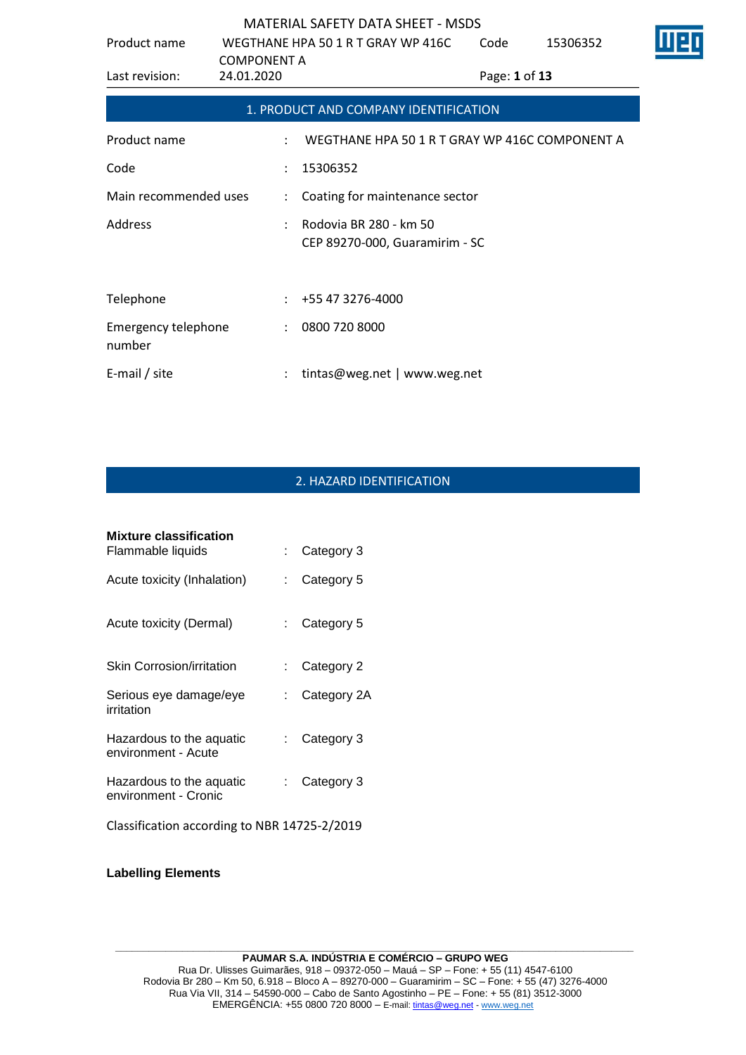# MATERIAL SAFETY DATA SHEET - MSDS

## 1. PRODUCT AND COMPANY IDENTIFICATION

| | | |
|---|---|---|
| Product name | : | WEGTHANE HPA 50 1 R T GRAY WP 416C COMPONENT A |
| Code | : | 15306352 |
| Main recommended uses | : | Coating for maintenance sector |
| Address | : | Rodovia BR 280 - km 50<br>CEP 89270-000, Guaramirim - SC |
| Telephone | : | +55 47 3276-4000 |
| Emergency telephone number | : | 0800 720 8000 |
| E-mail / site | : | tintas@weg.net \| www.weg.net |

## 2. HAZARD IDENTIFICATION

**Mixture classification**

| | | |
|---|---|---|
| Flammable liquids | : | Category 3 |
| Acute toxicity (Inhalation) | : | Category 5 |
| Acute toxicity (Dermal) | : | Category 5 |
| Skin Corrosion/irritation | : | Category 2 |
| Serious eye damage/eye irritation | : | Category 2A |
| Hazardous to the aquatic environment - Acute | : | Category 3 |
| Hazardous to the aquatic environment - Cronic | : | Category 3 |

Classification according to NBR 14725-2/2019

**Labelling Elements**

**PAUMAR S.A. INDÚSTRIA E COMÉRCIO – GRUPO WEG**
Rua Dr. Ulisses Guimarães, 918 – 09372-050 – Mauá – SP – Fone: + 55 (11) 4547-6100
Rodovia Br 280 – Km 50, 6.918 – Bloco A – 89270-000 – Guaramirim – SC – Fone: + 55 (47) 3276-4000
Rua Via VII, 314 – 54590-000 – Cabo de Santo Agostinho – PE – Fone: + 55 (81) 3512-3000
EMERGÊNCIA: +55 0800 720 8000 – E-mail: tintas@weg.net - www.weg.net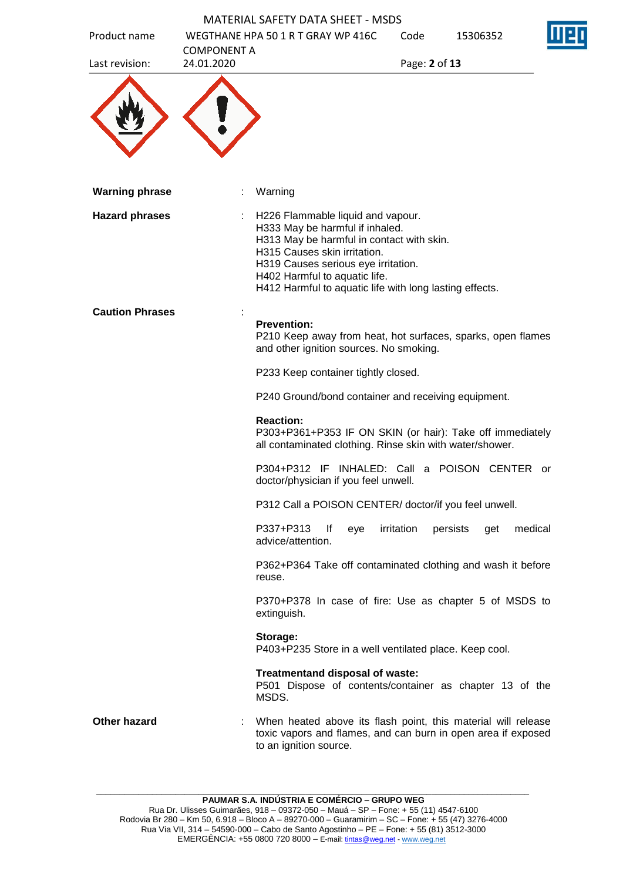**Warning phrase** : Warning

**Hazard phrases** : H226 Flammable liquid and vapour.
H333 May be harmful if inhaled.
H313 May be harmful in contact with skin.
H315 Causes skin irritation.
H319 Causes serious eye irritation.
H402 Harmful to aquatic life.
H412 Harmful to aquatic life with long lasting effects.

**Caution Phrases** :

**Prevention:**
P210 Keep away from heat, hot surfaces, sparks, open flames and other ignition sources. No smoking.

P233 Keep container tightly closed.

P240 Ground/bond container and receiving equipment.

**Reaction:**
P303+P361+P353 IF ON SKIN (or hair): Take off immediately all contaminated clothing. Rinse skin with water/shower.

P304+P312 IF INHALED: Call a POISON CENTER or doctor/physician if you feel unwell.

P312 Call a POISON CENTER/ doctor/if you feel unwell.

P337+P313 If eye irritation persists get medical advice/attention.

P362+P364 Take off contaminated clothing and wash it before reuse.

P370+P378 In case of fire: Use as chapter 5 of MSDS to extinguish.

**Storage:**
P403+P235 Store in a well ventilated place. Keep cool.

**Treatmentand disposal of waste:**
P501 Dispose of contents/container as chapter 13 of the MSDS.

**Other hazard** : When heated above its flash point, this material will release toxic vapors and flames, and can burn in open area if exposed to an ignition source.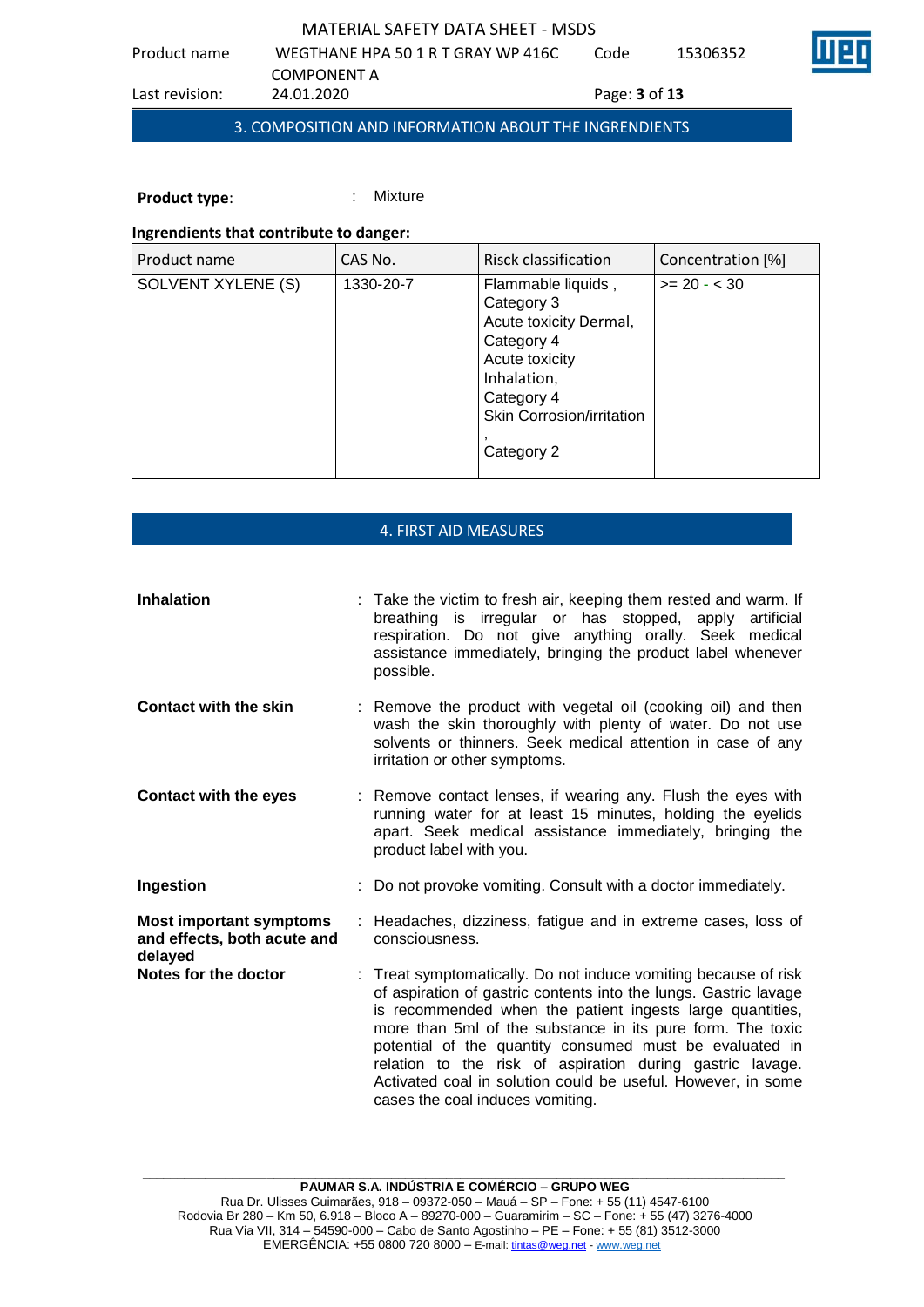## 3. COMPOSITION AND INFORMATION ABOUT THE INGRENDIENTS

**Product type**: : Mixture

**Ingrendients that contribute to danger:**

| Product name | CAS No. | Risck classification | Concentration [%] |
|---|---|---|---|
| SOLVENT XYLENE (S) | 1330-20-7 | Flammable liquids , Category 3 Acute toxicity Dermal, Category 4 Acute toxicity Inhalation, Category 4 Skin Corrosion/irritation , Category 2 | >= 20 - < 30 |

## 4. FIRST AID MEASURES

**Inhalation** : Take the victim to fresh air, keeping them rested and warm. If breathing is irregular or has stopped, apply artificial respiration. Do not give anything orally. Seek medical assistance immediately, bringing the product label whenever possible.

**Contact with the skin** : Remove the product with vegetal oil (cooking oil) and then wash the skin thoroughly with plenty of water. Do not use solvents or thinners. Seek medical attention in case of any irritation or other symptoms.

**Contact with the eyes** : Remove contact lenses, if wearing any. Flush the eyes with running water for at least 15 minutes, holding the eyelids apart. Seek medical assistance immediately, bringing the product label with you.

**Ingestion** : Do not provoke vomiting. Consult with a doctor immediately.

**Most important symptoms and effects, both acute and delayed** : Headaches, dizziness, fatigue and in extreme cases, loss of consciousness.

**Notes for the doctor** : Treat symptomatically. Do not induce vomiting because of risk of aspiration of gastric contents into the lungs. Gastric lavage is recommended when the patient ingests large quantities, more than 5ml of the substance in its pure form. The toxic potential of the quantity consumed must be evaluated in relation to the risk of aspiration during gastric lavage. Activated coal in solution could be useful. However, in some cases the coal induces vomiting.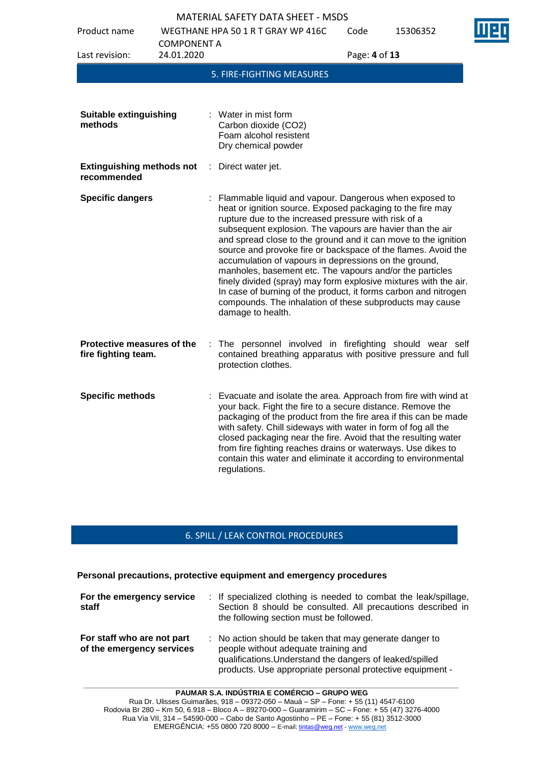## 5. FIRE-FIGHTING MEASURES

**Suitable extinguishing methods** : Water in mist form
Carbon dioxide ($CO_2$)
Foam alcohol resistent
Dry chemical powder

**Extinguishing methods not recommended** : Direct water jet.

**Specific dangers** : Flammable liquid and vapour. Dangerous when exposed to heat or ignition source. Exposed packaging to the fire may rupture due to the increased pressure with risk of a subsequent explosion. The vapours are havier than the air and spread close to the ground and it can move to the ignition source and provoke fire or backspace of the flames. Avoid the accumulation of vapours in depressions on the ground, manholes, basement etc. The vapours and/or the particles finely divided (spray) may form explosive mixtures with the air. In case of burning of the product, it forms carbon and nitrogen compounds. The inhalation of these subproducts may cause damage to health.

**Protective measures of the fire fighting team.** : The personnel involved in firefighting should wear self contained breathing apparatus with positive pressure and full protection clothes.

**Specific methods** : Evacuate and isolate the area. Approach from fire with wind at your back. Fight the fire to a secure distance. Remove the packaging of the product from the fire area if this can be made with safety. Chill sideways with water in form of fog all the closed packaging near the fire. Avoid that the resulting water from fire fighting reaches drains or waterways. Use dikes to contain this water and eliminate it according to environmental regulations.

## 6. SPILL / LEAK CONTROL PROCEDURES

**Personal precautions, protective equipment and emergency procedures**

**For the emergency service staff** : If specialized clothing is needed to combat the leak/spillage, Section 8 should be consulted. All precautions described in the following section must be followed.

**For staff who are not part of the emergency services** : No action should be taken that may generate danger to people without adequate training and qualifications.Understand the dangers of leaked/spilled products. Use appropriate personal protective equipment -

**PAUMAR S.A. INDÚSTRIA E COMÉRCIO – GRUPO WEG**
Rua Dr. Ulisses Guimarães, 918 – 09372-050 – Mauá – SP – Fone: + 55 (11) 4547-6100
Rodovia Br 280 – Km 50, 6.918 – Bloco A – 89270-000 – Guaramirim – SC – Fone: + 55 (47) 3276-4000
Rua Via VII, 314 – 54590-000 – Cabo de Santo Agostinho – PE – Fone: + 55 (81) 3512-3000
EMERGÊNCIA: +55 0800 720 8000 – E-mail: tintas@weg.net - www.weg.net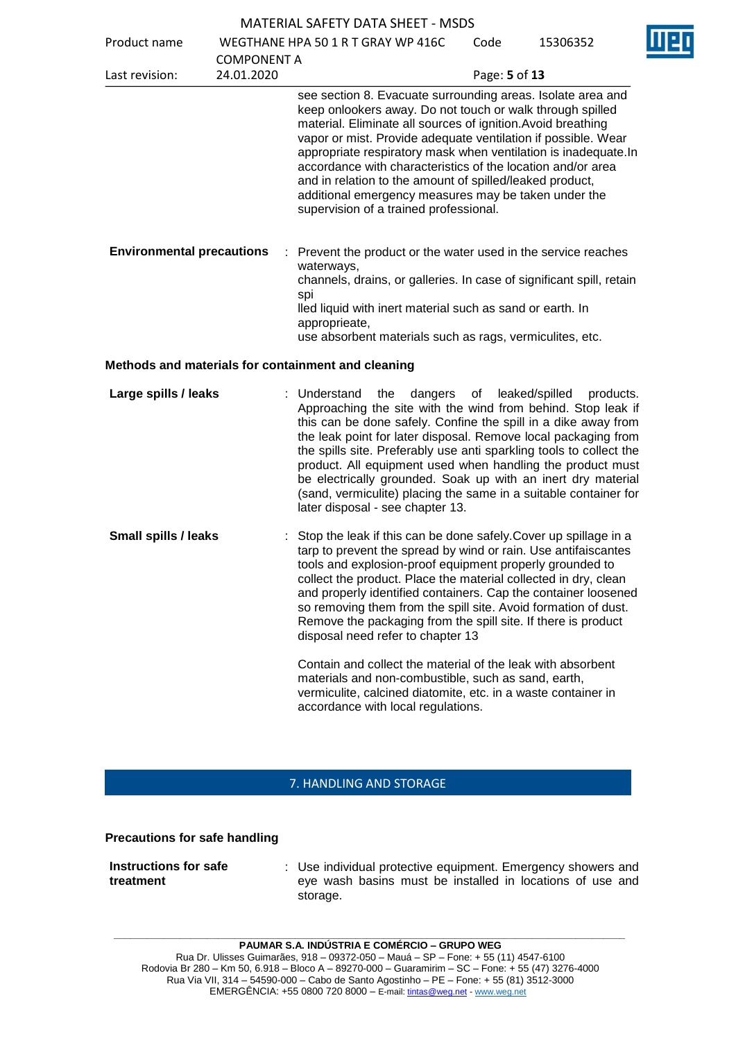see section 8. Evacuate surrounding areas. Isolate area and keep onlookers away. Do not touch or walk through spilled material. Eliminate all sources of ignition.Avoid breathing vapor or mist. Provide adequate ventilation if possible. Wear appropriate respiratory mask when ventilation is inadequate.In accordance with characteristics of the location and/or area and in relation to the amount of spilled/leaked product, additional emergency measures may be taken under the supervision of a trained professional.

**Environmental precautions** : Prevent the product or the water used in the service reaches waterways, channels, drains, or galleries. In case of significant spill, retain spi lled liquid with inert material such as sand or earth. In approprieate, use absorbent materials such as rags, vermiculites, etc.

**Methods and materials for containment and cleaning**

**Large spills / leaks** : Understand the dangers of leaked/spilled products. Approaching the site with the wind from behind. Stop leak if this can be done safely. Confine the spill in a dike away from the leak point for later disposal. Remove local packaging from the spills site. Preferably use anti sparkling tools to collect the product. All equipment used when handling the product must be electrically grounded. Soak up with an inert dry material (sand, vermiculite) placing the same in a suitable container for later disposal - see chapter 13.

**Small spills / leaks** : Stop the leak if this can be done safely.Cover up spillage in a tarp to prevent the spread by wind or rain. Use antifaiscantes tools and explosion-proof equipment properly grounded to collect the product. Place the material collected in dry, clean and properly identified containers. Cap the container loosened so removing them from the spill site. Avoid formation of dust. Remove the packaging from the spill site. If there is product disposal need refer to chapter 13

Contain and collect the material of the leak with absorbent materials and non-combustible, such as sand, earth, vermiculite, calcined diatomite, etc. in a waste container in accordance with local regulations.

## 7. HANDLING AND STORAGE

**Precautions for safe handling**

**Instructions for safe treatment** : Use individual protective equipment. Emergency showers and eye wash basins must be installed in locations of use and storage.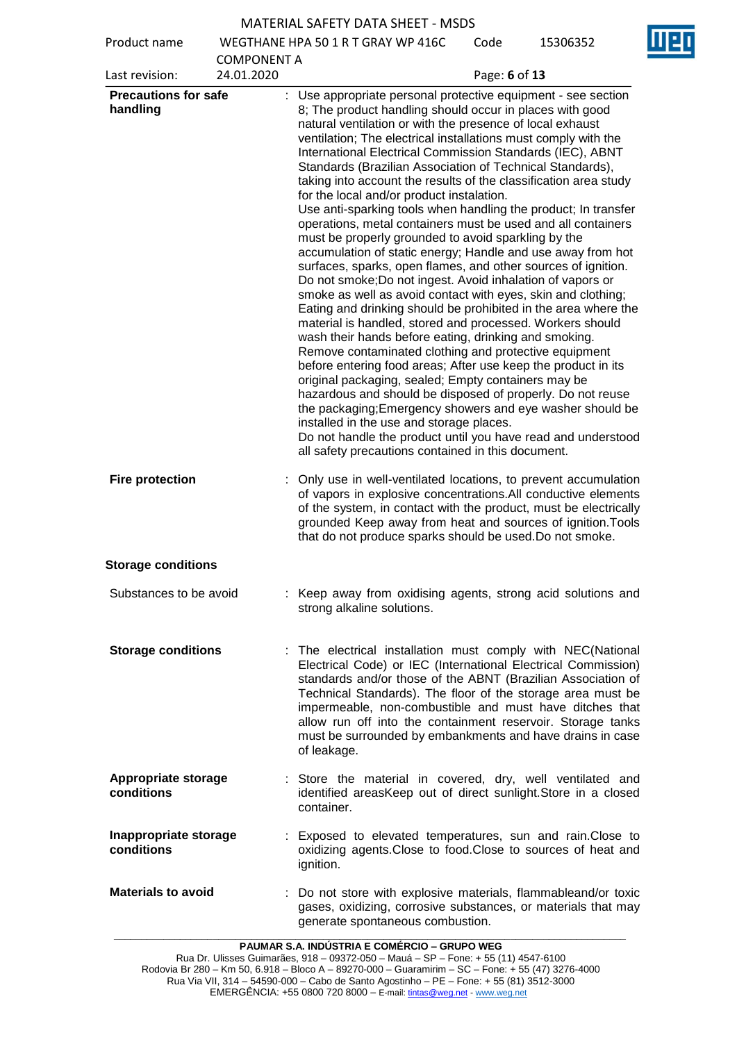**Precations for safe handling** : Use appropriate personal protective equipment - see section 8; The product handling should occur in places with good natural ventilation or with the presence of local exhaust ventilation; The electrical installations must comply with the International Electrical Commission Standards (IEC), ABNT Standards (Brazilian Association of Technical Standards), taking into account the results of the classification area study for the local and/or product instalation.
Use anti-sparking tools when handling the product; In transfer operations, metal containers must be used and all containers must be properly grounded to avoid sparkling by the accumulation of static energy; Handle and use away from hot surfaces, sparks, open flames, and other sources of ignition. Do not smoke;Do not ingest. Avoid inhalation of vapors or smoke as well as avoid contact with eyes, skin and clothing; Eating and drinking should be prohibited in the area where the material is handled, stored and processed. Workers should wash their hands before eating, drinking and smoking. Remove contaminated clothing and protective equipment before entering food areas; After use keep the product in its original packaging, sealed; Empty containers may be hazardous and should be disposed of properly. Do not reuse the packaging;Emergency showers and eye washer should be installed in the use and storage places.
Do not handle the product until you have read and understood all safety precautions contained in this document.

**Fire protection** : Only use in well-ventilated locations, to prevent accumulation of vapors in explosive concentrations.All conductive elements of the system, in contact with the product, must be electrically grounded Keep away from heat and sources of ignition.Tools that do not produce sparks should be used.Do not smoke.

**Storage conditions**

Substances to be avoid : Keep away from oxidising agents, strong acid solutions and strong alkaline solutions.

**Storage conditions** : The electrical installation must comply with NEC(National Electrical Code) or IEC (International Electrical Commission) standards and/or those of the ABNT (Brazilian Association of Technical Standards). The floor of the storage area must be impermeable, non-combustible and must have ditches that allow run off into the containment reservoir. Storage tanks must be surrounded by embankments and have drains in case of leakage.

**Appropriate storage conditions** : Store the material in covered, dry, well ventilated and identified areasKeep out of direct sunlight.Store in a closed container.

**Inappropriate storage conditions** : Exposed to elevated temperatures, sun and rain.Close to oxidizing agents.Close to food.Close to sources of heat and ignition.

**Materials to avoid** : Do not store with explosive materials, flammableand/or toxic gases, oxidizing, corrosive substances, or materials that may generate spontaneous combustion.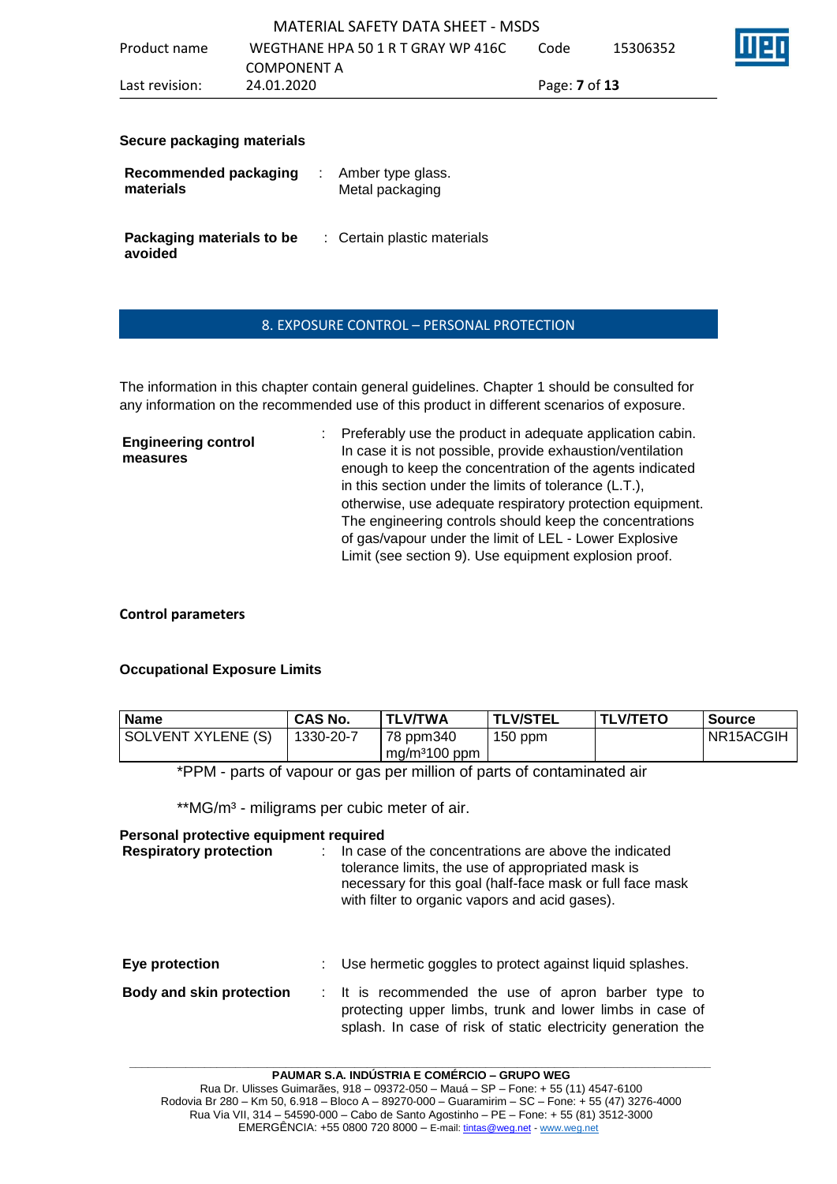**Secure packaging materials**

**Recommended packaging materials** : Amber type glass.
Metal packaging

**Packaging materials to be avoided** : Certain plastic materials

## 8. EXPOSURE CONTROL – PERSONAL PROTECTION

The information in this chapter contain general guidelines. Chapter 1 should be consulted for any information on the recommended use of this product in different scenarios of exposure.

**Engineering control measures** : Preferably use the product in adequate application cabin. In case it is not possible, provide exhaustion/ventilation enough to keep the concentration of the agents indicated in this section under the limits of tolerance (L.T.), otherwise, use adequate respiratory protection equipment. The engineering controls should keep the concentrations of gas/vapour under the limit of LEL - Lower Explosive Limit (see section 9). Use equipment explosion proof.

**Control parameters**

**Occupational Exposure Limits**

| Name | CAS No. | TLV/TWA | TLV/STEL | TLV/TETO | Source |
|---|---|---|---|---|---|
| SOLVENT XYLENE (S) | 1330-20-7 | 78 ppm340 mg/m³100 ppm | 150 ppm | | NR15ACGIH |

*PPM - parts of vapour or gas per million of parts of contaminated air

**MG/m³ - miligrams per cubic meter of air.

**Personal protective equipment required**

**Respiratory protection** : In case of the concentrations are above the indicated tolerance limits, the use of appropriated mask is necessary for this goal (half-face mask or full face mask with filter to organic vapors and acid gases).

**Eye protection** : Use hermetic goggles to protect against liquid splashes.

**Body and skin protection** : It is recommended the use of apron barber type to protecting upper limbs, trunk and lower limbs in case of splash. In case of risk of static electricity generation the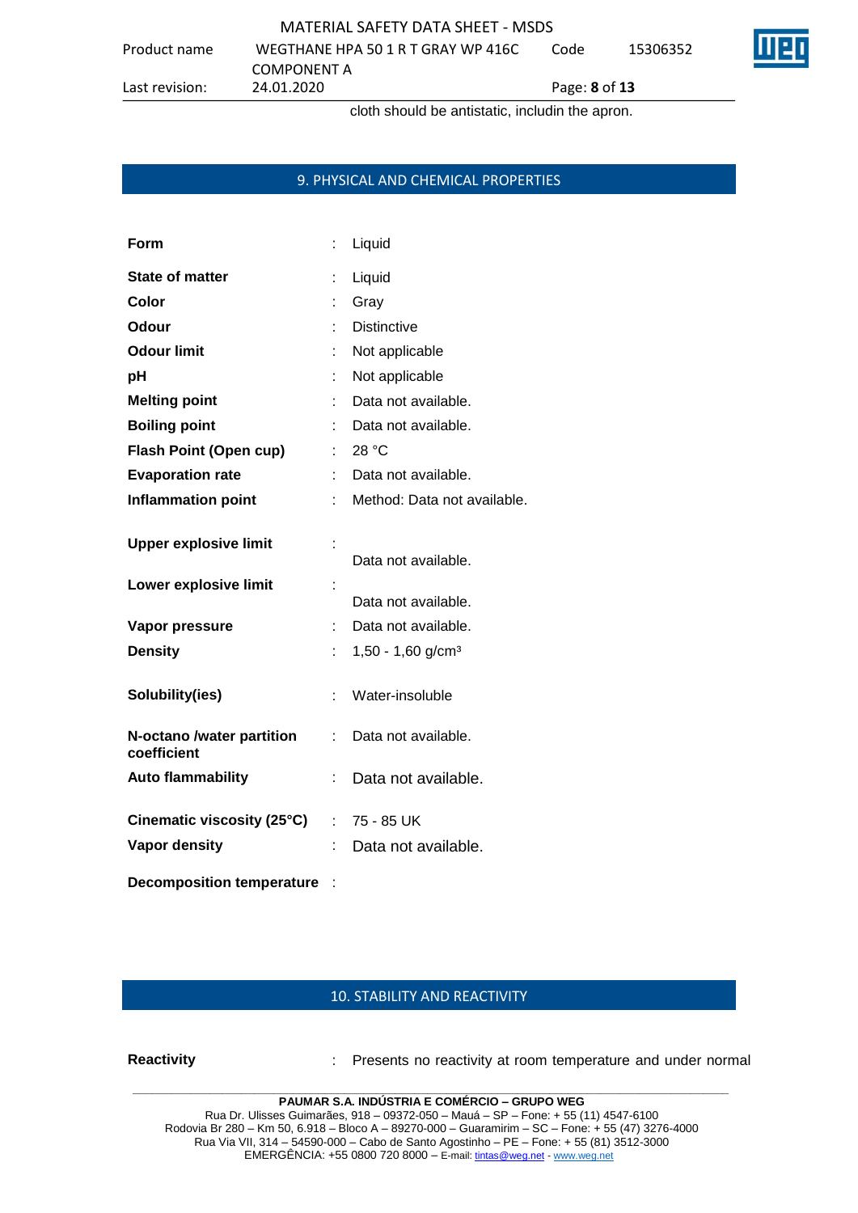cloth should be antistatic, includin the apron.

## 9. PHYSICAL AND CHEMICAL PROPERTIES

| | | |
|---|---|---|
| **Form** | : | Liquid |
| **State of matter** | : | Liquid |
| **Color** | : | Gray |
| **Odour** | : | Distinctive |
| **Odour limit** | : | Not applicable |
| **pH** | : | Not applicable |
| **Melting point** | : | Data not available. |
| **Boiling point** | : | Data not available. |
| **Flash Point (Open cup)** | : | 28 °C |
| **Evaporation rate** | : | Data not available. |
| **Inflammation point** | : | Method: Data not available. |
| **Upper explosive limit** | : | Data not available. |
| **Lower explosive limit** | : | Data not available. |
| **Vapor pressure** | : | Data not available. |
| **Density** | : | 1,50 - 1,60 g/cm³ |
| **Solubility(ies)** | : | Water-insoluble |
| **N-octano /water partition coefficient** | : | Data not available. |
| **Auto flammability** | : | Data not available. |
| **Cinematic viscosity (25°C)** | : | 75 - 85 UK |
| **Vapor density** | : | Data not available. |
| **Decomposition temperature** | : | |

## 10. STABILITY AND REACTIVITY

| | | |
|---|---|---|
| **Reactivity** | : | Presents no reactivity at room temperature and under normal |

**PAUMAR S.A. INDÚSTRIA E COMÉRCIO – GRUPO WEG**
Rua Dr. Ulisses Guimarães, 918 – 09372-050 – Mauá – SP – Fone: + 55 (11) 4547-6100
Rodovia Br 280 – Km 50, 6.918 – Bloco A – 89270-000 – Guaramirim – SC – Fone: + 55 (47) 3276-4000
Rua Via VII, 314 – 54590-000 – Cabo de Santo Agostinho – PE – Fone: + 55 (81) 3512-3000
EMERGÊNCIA: +55 0800 720 8000 – E-mail: tintas@weg.net - www.weg.net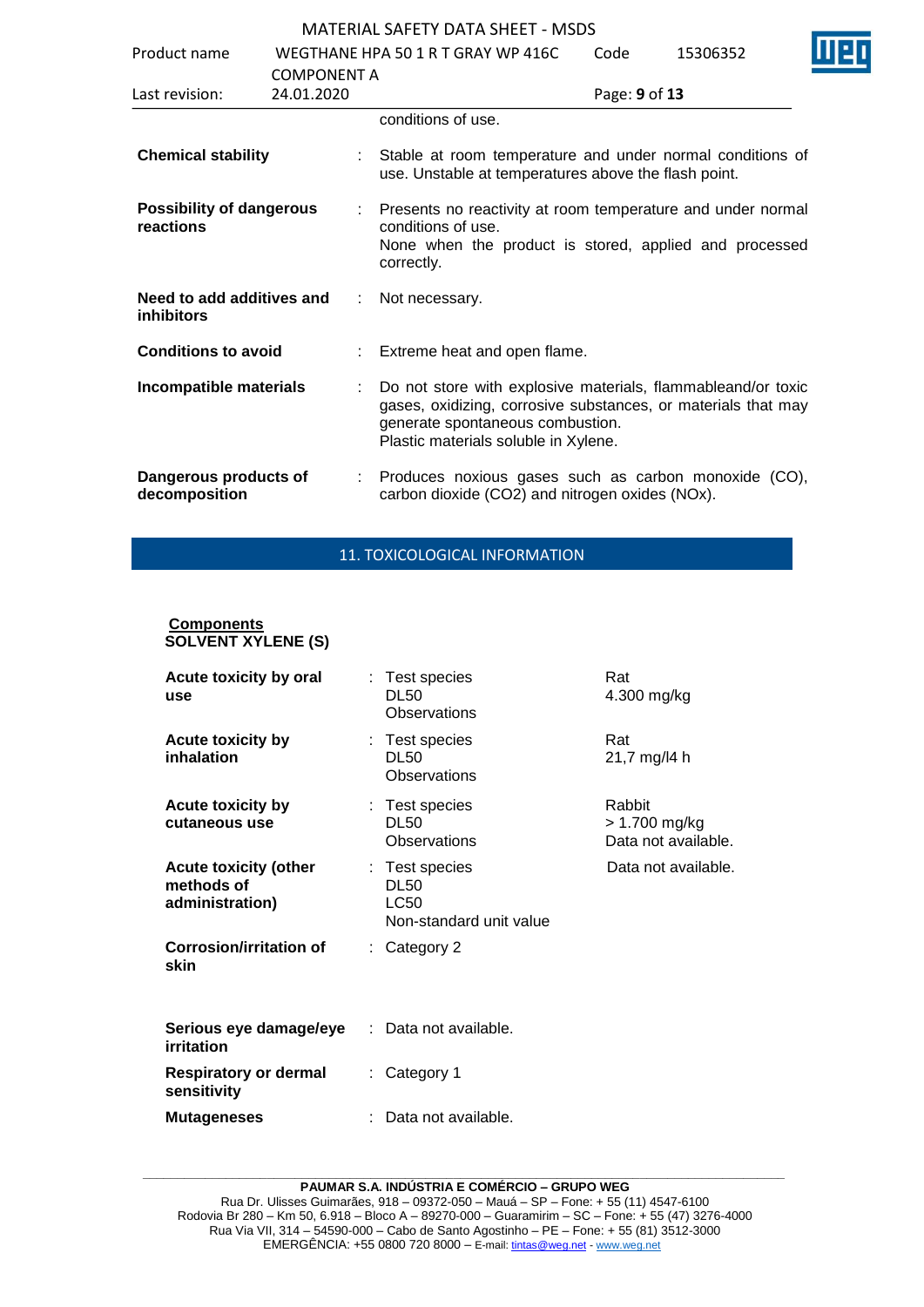conditions of use.

| | | |
|---|---|---|
| **Chemical stability** | : | Stable at room temperature and under normal conditions of use. Unstable at temperatures above the flash point. |
| **Possibility of dangerous reactions** | : | Presents no reactivity at room temperature and under normal conditions of use.<br>None when the product is stored, applied and processed correctly. |
| **Need to add additives and inhibitors** | : | Not necessary. |
| **Conditions to avoid** | : | Extreme heat and open flame. |
| **Incompatible materials** | : | Do not store with explosive materials, flammableand/or toxic gases, oxidizing, corrosive substances, or materials that may generate spontaneous combustion.<br>Plastic materials soluble in Xylene. |
| **Dangerous products of decomposition** | : | Produces noxious gases such as carbon monoxide (CO), carbon dioxide ($CO_2$) and nitrogen oxides (NOx). |

## 11. TOXICOLOGICAL INFORMATION

**Components**

**SOLVENT XYLENE (S)**

| | | | |
|---|---|---|---|
| **Acute toxicity by oral use** | : | Test species<br>DL50<br>Observations | Rat<br>4.300 mg/kg |
| **Acute toxicity by inhalation** | : | Test species<br>DL50<br>Observations | Rat<br>21,7 mg/l4 h |
| **Acute toxicity by cutaneous use** | : | Test species<br>DL50<br>Observations | Rabbit<br>> 1.700 mg/kg<br>Data not available. |
| **Acute toxicity (other methods of administration)** | : | Test species<br>DL50<br>LC50<br>Non-standard unit value | Data not available. |
| **Corrosion/irritation of skin** | : | Category 2 | |
| **Serious eye damage/eye irritation** | : | Data not available. | |
| **Respiratory or dermal sensitivity** | : | Category 1 | |
| **Mutageneses** | : | Data not available. | |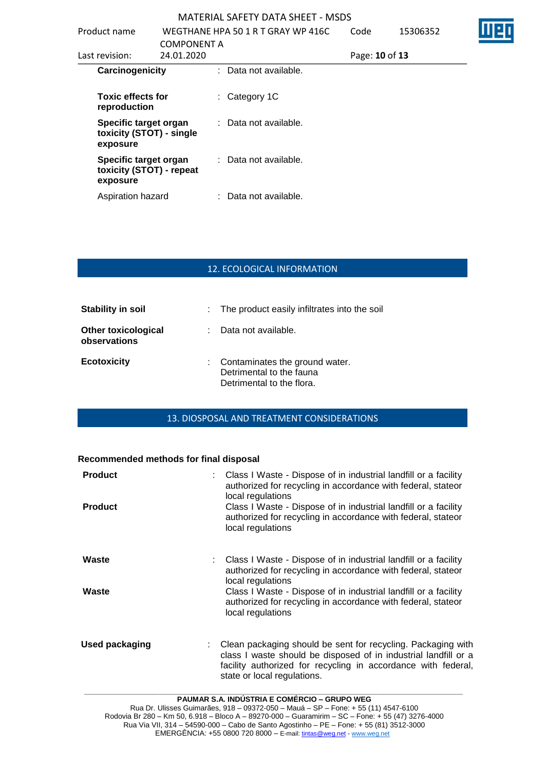| | |
|---|---|
| **Carcinogenicity** | : Data not available. |
| **Toxic effects for reproduction** | : Category 1C |
| **Specific target organ toxicity (STOT) - single exposure** | : Data not available. |
| **Specific target organ toxicity (STOT) - repeat exposure** | : Data not available. |
| Aspiration hazard | : Data not available. |

## 12. ECOLOGICAL INFORMATION

| | |
|---|---|
| **Stability in soil** | : The product easily infiltrates into the soil |
| **Other toxicological observations** | : Data not available. |
| **Ecotoxicity** | : Contaminates the ground water.<br>Detrimental to the fauna<br>Detrimental to the flora. |

## 13. DIOSPOSAL AND TREATMENT CONSIDERATIONS

**Recommended methods for final disposal**

| | |
|---|---|
| **Product** | : Class I Waste - Dispose of in industrial landfill or a facility authorized for recycling in accordance with federal, stateor local regulations |
| **Product** | Class I Waste - Dispose of in industrial landfill or a facility authorized for recycling in accordance with federal, stateor local regulations |
| **Waste** | : Class I Waste - Dispose of in industrial landfill or a facility authorized for recycling in accordance with federal, stateor local regulations |
| **Waste** | Class I Waste - Dispose of in industrial landfill or a facility authorized for recycling in accordance with federal, stateor local regulations |
| **Used packaging** | : Clean packaging should be sent for recycling. Packaging with class I waste should be disposed of in industrial landfill or a facility authorized for recycling in accordance with federal, state or local regulations. |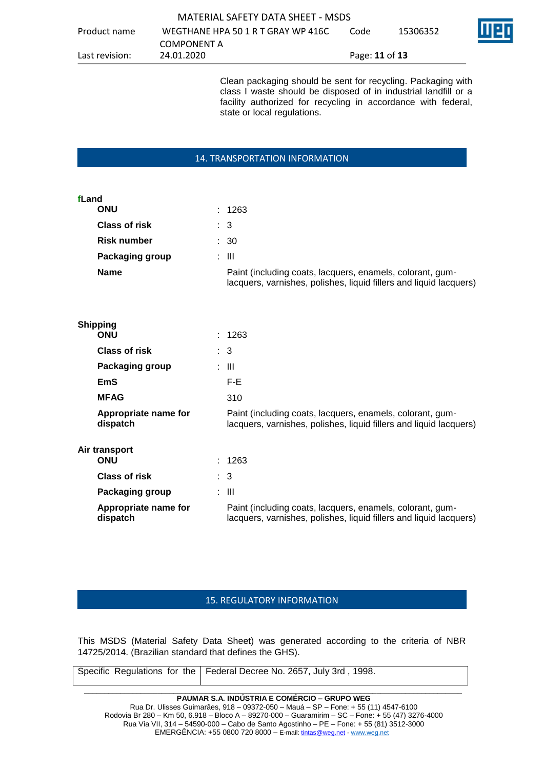Clean packaging should be sent for recycling. Packaging with class I waste should be disposed of in industrial landfill or a facility authorized for recycling in accordance with federal, state or local regulations.

## 14. TRANSPORTATION INFORMATION

**fLand**

| | | |
|---|---|---|
| **ONU** | : | 1263 |
| **Class of risk** | : | 3 |
| **Risk number** | : | 30 |
| **Packaging group** | : | III |
| **Name** | | Paint (including coats, lacquers, enamels, colorant, gum-lacquers, varnishes, polishes, liquid fillers and liquid lacquers) |

**Shipping**

| | | |
|---|---|---|
| **ONU** | : | 1263 |
| **Class of risk** | : | 3 |
| **Packaging group** | : | III |
| **EmS** | | F-E |
| **MFAG** | | 310 |
| **Appropriate name for dispatch** | | Paint (including coats, lacquers, enamels, colorant, gum-lacquers, varnishes, polishes, liquid fillers and liquid lacquers) |

**Air transport**

| | | |
|---|---|---|
| **ONU** | : | 1263 |
| **Class of risk** | : | 3 |
| **Packaging group** | : | III |
| **Appropriate name for dispatch** | | Paint (including coats, lacquers, enamels, colorant, gum-lacquers, varnishes, polishes, liquid fillers and liquid lacquers) |

## 15. REGULATORY INFORMATION

This MSDS (Material Safety Data Sheet) was generated according to the criteria of NBR 14725/2014. (Brazilian standard that defines the GHS).

| Specific Regulations for the | Federal Decree No. 2657, July 3rd , 1998. |
|---|---|

**PAUMAR S.A. INDÚSTRIA E COMÉRCIO – GRUPO WEG**
Rua Dr. Ulisses Guimarães, 918 – 09372-050 – Mauá – SP – Fone: + 55 (11) 4547-6100
Rodovia Br 280 – Km 50, 6.918 – Bloco A – 89270-000 – Guaramirim – SC – Fone: + 55 (47) 3276-4000
Rua Via VII, 314 – 54590-000 – Cabo de Santo Agostinho – PE – Fone: + 55 (81) 3512-3000
EMERGÊNCIA: +55 0800 720 8000 – E-mail: tintas@weg.net - www.weg.net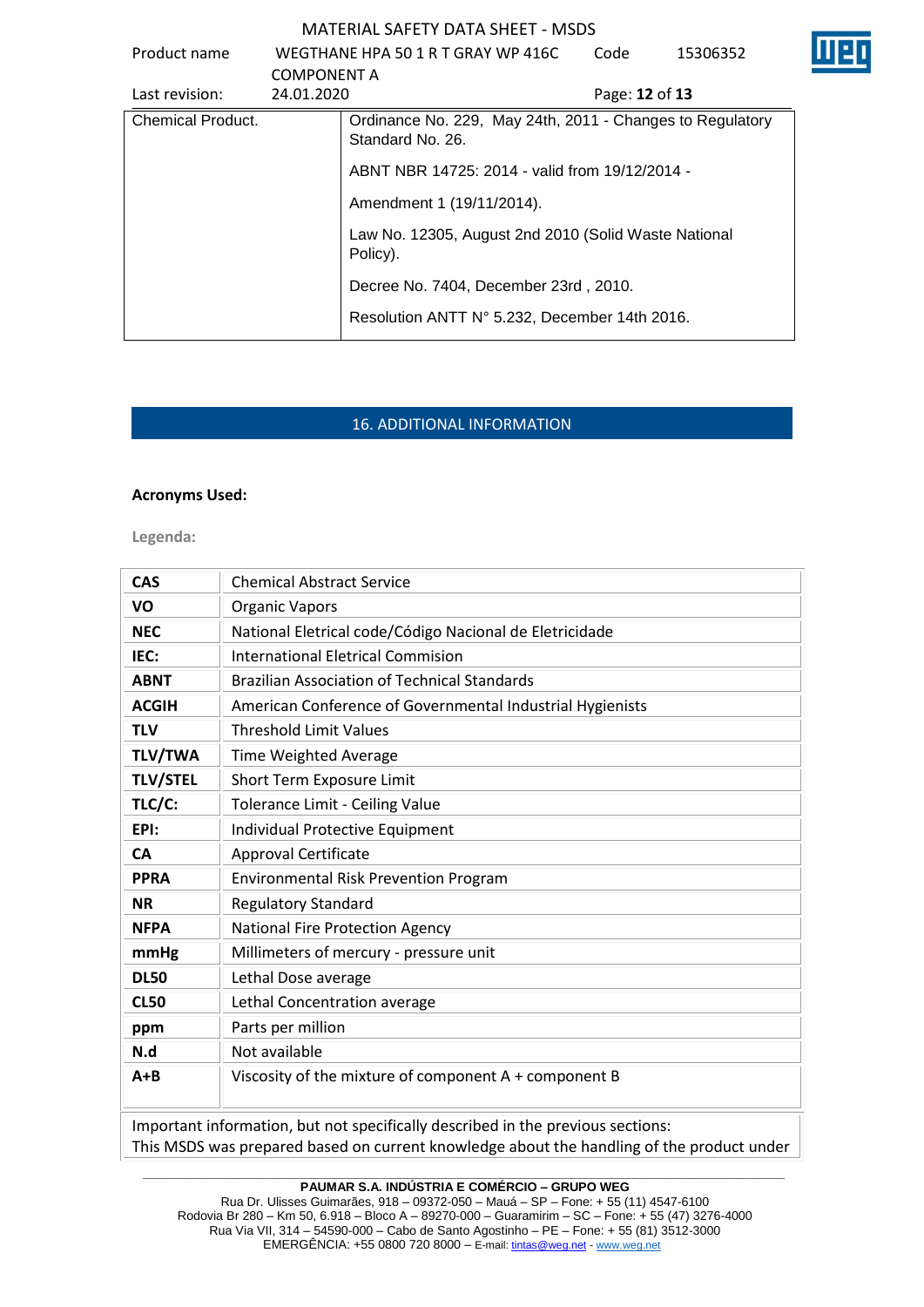| Chemical Product. | Ordinance No. 229, May 24th, 2011 - Changes to Regulatory Standard No. 26.<br><br>ABNT NBR 14725: 2014 - valid from 19/12/2014 -<br><br>Amendment 1 (19/11/2014).<br><br>Law No. 12305, August 2nd 2010 (Solid Waste National Policy).<br><br>Decree No. 7404, December 23rd , 2010.<br><br>Resolution ANTT N° 5.232, December 14th 2016. |
|---|---|

## 16. ADDITIONAL INFORMATION

**Acronyms Used:**

**Legenda:**

| | |
|---|---|
| **CAS** | Chemical Abstract Service |
| **VO** | Organic Vapors |
| **NEC** | National Eletrical code/Código Nacional de Eletricidade |
| **IEC:** | International Eletrical Commision |
| **ABNT** | Brazilian Association of Technical Standards |
| **ACGIH** | American Conference of Governmental Industrial Hygienists |
| **TLV** | Threshold Limit Values |
| **TLV/TWA** | Time Weighted Average |
| **TLV/STEL** | Short Term Exposure Limit |
| **TLC/C:** | Tolerance Limit - Ceiling Value |
| **EPI:** | Individual Protective Equipment |
| **CA** | Approval Certificate |
| **PPRA** | Environmental Risk Prevention Program |
| **NR** | Regulatory Standard |
| **NFPA** | National Fire Protection Agency |
| **mmHg** | Millimeters of mercury - pressure unit |
| **DL50** | Lethal Dose average |
| **CL50** | Lethal Concentration average |
| **ppm** | Parts per million |
| **N.d** | Not available |
| **A+B** | Viscosity of the mixture of component A + component B |

Important information, but not specifically described in the previous sections:
This MSDS was prepared based on current knowledge about the handling of the product under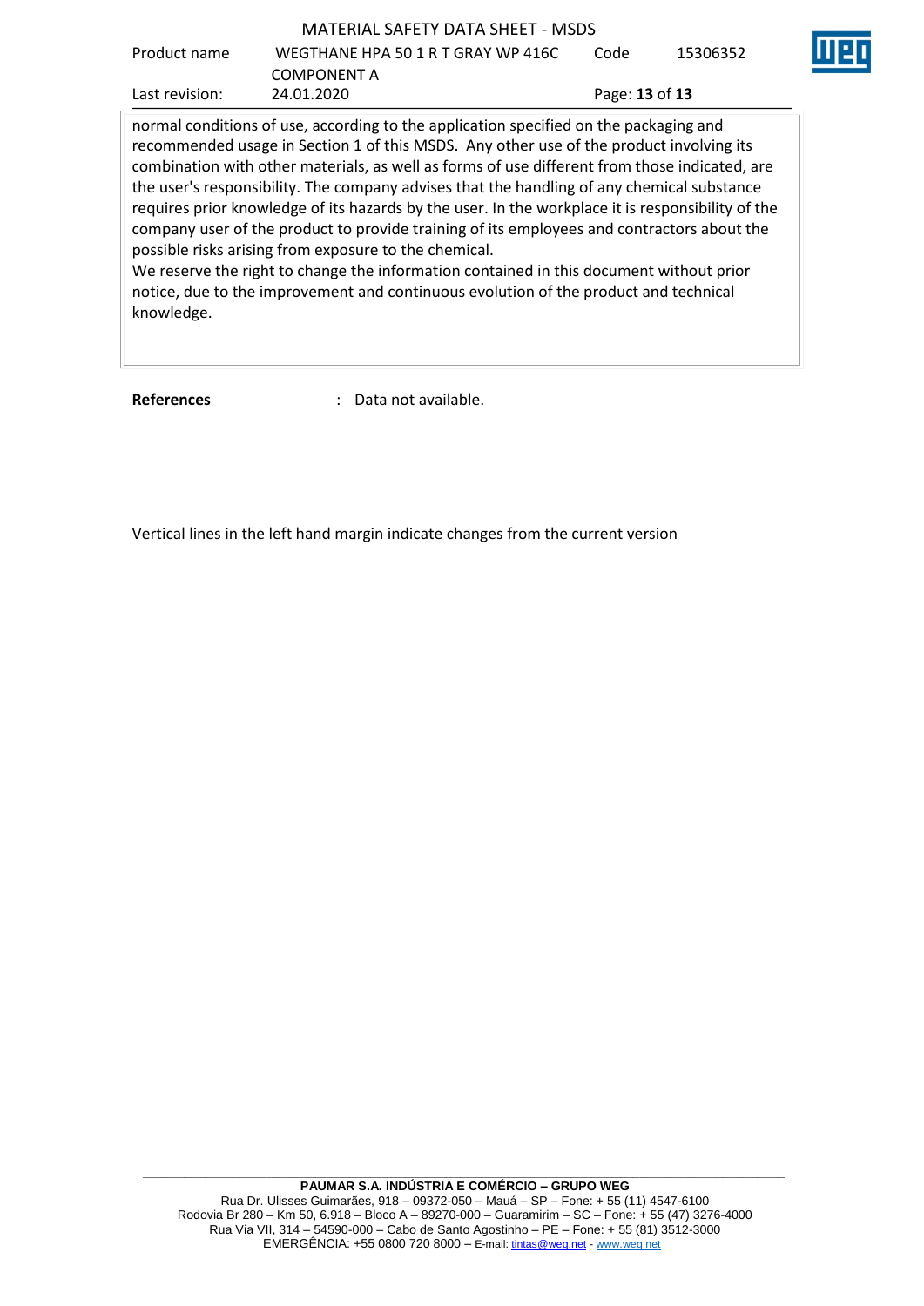normal conditions of use, according to the application specified on the packaging and recommended usage in Section 1 of this MSDS. Any other use of the product involving its combination with other materials, as well as forms of use different from those indicated, are the user's responsibility. The company advises that the handling of any chemical substance requires prior knowledge of its hazards by the user. In the workplace it is responsibility of the company user of the product to provide training of its employees and contractors about the possible risks arising from exposure to the chemical.
We reserve the right to change the information contained in this document without prior notice, due to the improvement and continuous evolution of the product and technical knowledge.

**References** : Data not available.

Vertical lines in the left hand margin indicate changes from the current version

**PAUMAR S.A. INDÚSTRIA E COMÉRCIO – GRUPO WEG**
Rua Dr. Ulisses Guimarães, 918 – 09372-050 – Mauá – SP – Fone: + 55 (11) 4547-6100
Rodovia Br 280 – Km 50, 6.918 – Bloco A – 89270-000 – Guaramirim – SC – Fone: + 55 (47) 3276-4000
Rua Via VII, 314 – 54590-000 – Cabo de Santo Agostinho – PE – Fone: + 55 (81) 3512-3000
EMERGÊNCIA: +55 0800 720 8000 – E-mail: tintas@weg.net - www.weg.net